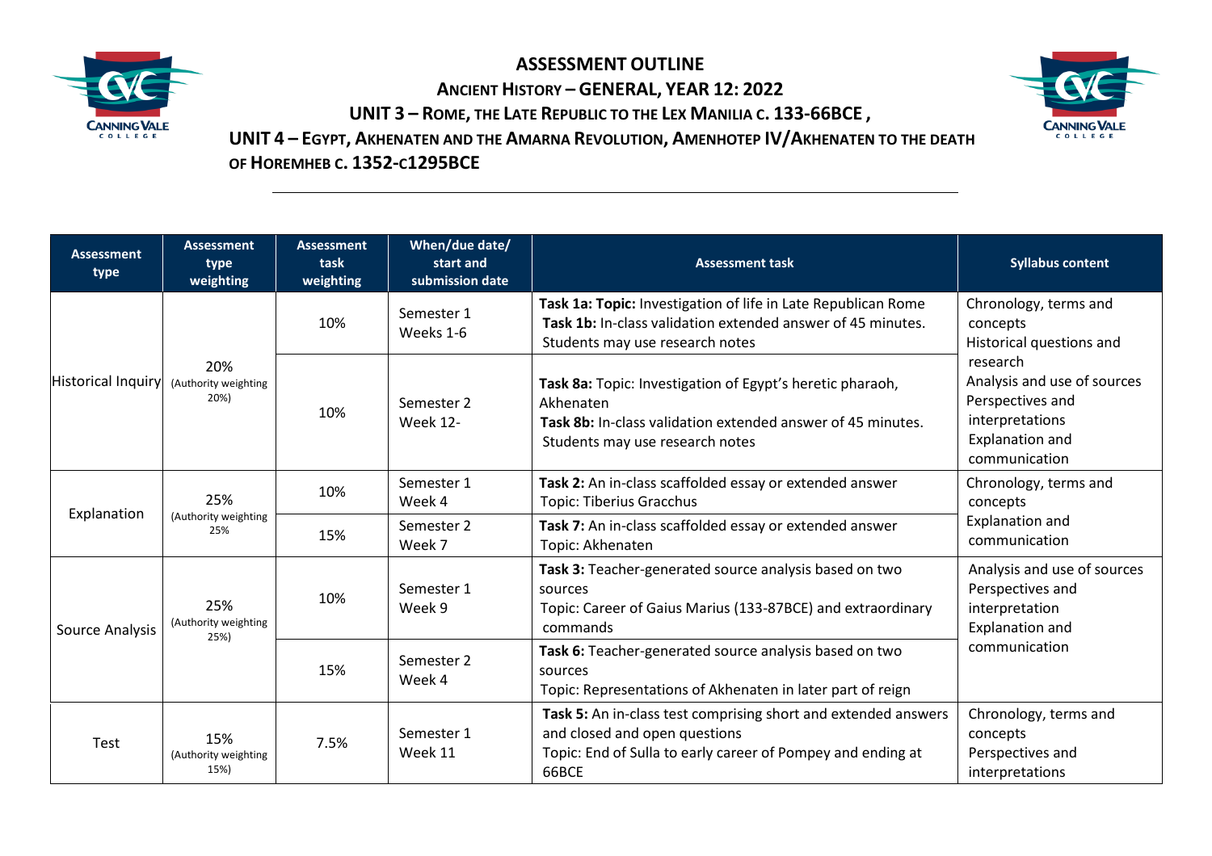# ASSESSMENT OUTLINE

## ANCIENT HISTORY – GENERAL, YEAR 12: 2022

## UNIT 3 – ROME, THE LATE REPUBLIC TO THE LEX MANILIA C. 133-66BCE ,

## UNIT 4 – EGYPT, AKHENATEN AND THE AMARNA REVOLUTION, AMENHOTEP IV/AKHENATEN TO THE DEATH OF HOREMHEB C. 1352-C1295BCE

| Assessment type | Assessment type weighting | Assessment task weighting | When/due date/ start and submission date | Assessment task | Syllabus content |
|---|---|---|---|---|---|
| Historical Inquiry | 20% (Authority weighting 20%) | 10% | Semester 1 Weeks 1-6 | **Task 1a: Topic:** Investigation of life in Late Republican Rome<br>**Task 1b:** In-class validation extended answer of 45 minutes. Students may use research notes | Chronology, terms and concepts<br>Historical questions and research<br>Analysis and use of sources<br>Perspectives and interpretations<br>Explanation and communication |
| | | 10% | Semester 2 Week 12- | **Task 8a:** Topic: Investigation of Egypt's heretic pharaoh, Akhenaten<br>**Task 8b:** In-class validation extended answer of 45 minutes. Students may use research notes | |
| Explanation | 25% (Authority weighting 25% | 10% | Semester 1 Week 4 | **Task 2:** An in-class scaffolded essay or extended answer<br>Topic: Tiberius Gracchus | Chronology, terms and concepts<br>Explanation and communication |
| | | 15% | Semester 2 Week 7 | **Task 7:** An in-class scaffolded essay or extended answer<br>Topic: Akhenaten | |
| Source Analysis | 25% (Authority weighting 25%) | 10% | Semester 1 Week 9 | **Task 3:** Teacher-generated source analysis based on two sources<br>Topic: Career of Gaius Marius (133-87BCE) and extraordinary commands | Analysis and use of sources<br>Perspectives and interpretation<br>Explanation and communication |
| | | 15% | Semester 2 Week 4 | **Task 6:** Teacher-generated source analysis based on two sources<br>Topic: Representations of Akhenaten in later part of reign | |
| Test | 15% (Authority weighting 15%) | 7.5% | Semester 1 Week 11 | **Task 5:** An in-class test comprising short and extended answers and closed and open questions<br>Topic: End of Sulla to early career of Pompey and ending at 66BCE | Chronology, terms and concepts<br>Perspectives and interpretations |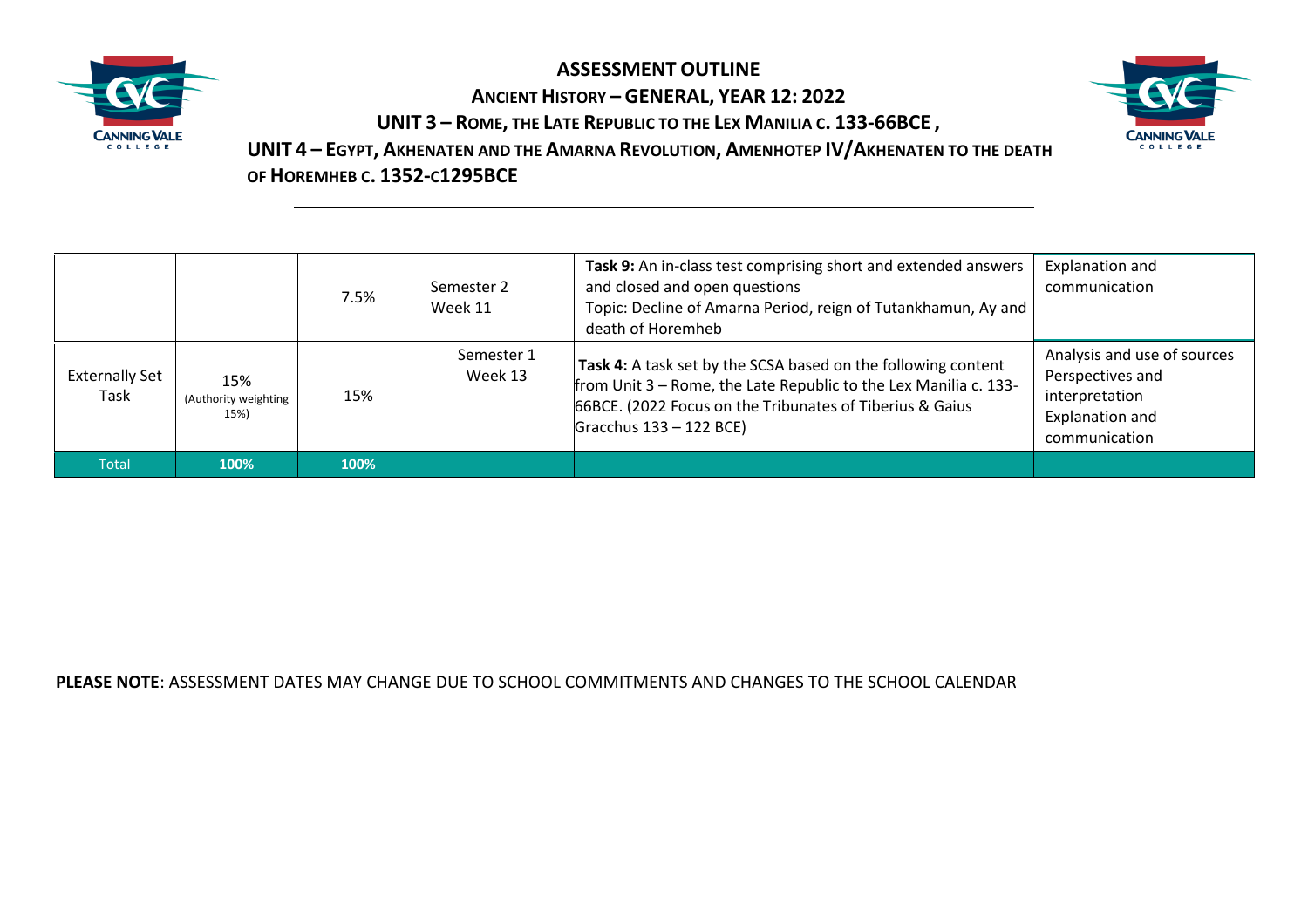**ASSESSMENT OUTLINE**

**ANCIENT HISTORY – GENERAL, YEAR 12: 2022**

**UNIT 3 – ROME, THE LATE REPUBLIC TO THE LEX MANILIA C. 133-66BCE ,**

**UNIT 4 – EGYPT, AKHENATEN AND THE AMARNA REVOLUTION, AMENHOTEP IV/AKHENATEN TO THE DEATH OF HOREMHEB C. 1352-C1295BCE**

| | | | | | |
|---|---|---|---|---|---|
| | | 7.5% | Semester 2 Week 11 | **Task 9:** An in-class test comprising short and extended answers and closed and open questions<br>Topic: Decline of Amarna Period, reign of Tutankhamun, Ay and death of Horemheb | Explanation and communication |
| Externally Set Task | 15% (Authority weighting 15%) | 15% | Semester 1 Week 13 | **Task 4:** A task set by the SCSA based on the following content from Unit 3 – Rome, the Late Republic to the Lex Manilia c. 133-66BCE. (2022 Focus on the Tribunates of Tiberius & Gaius Gracchus 133 – 122 BCE) | Analysis and use of sources<br>Perspectives and interpretation<br>Explanation and communication |
| Total | **100%** | **100%** | | | |

**PLEASE NOTE**: ASSESSMENT DATES MAY CHANGE DUE TO SCHOOL COMMITMENTS AND CHANGES TO THE SCHOOL CALENDAR